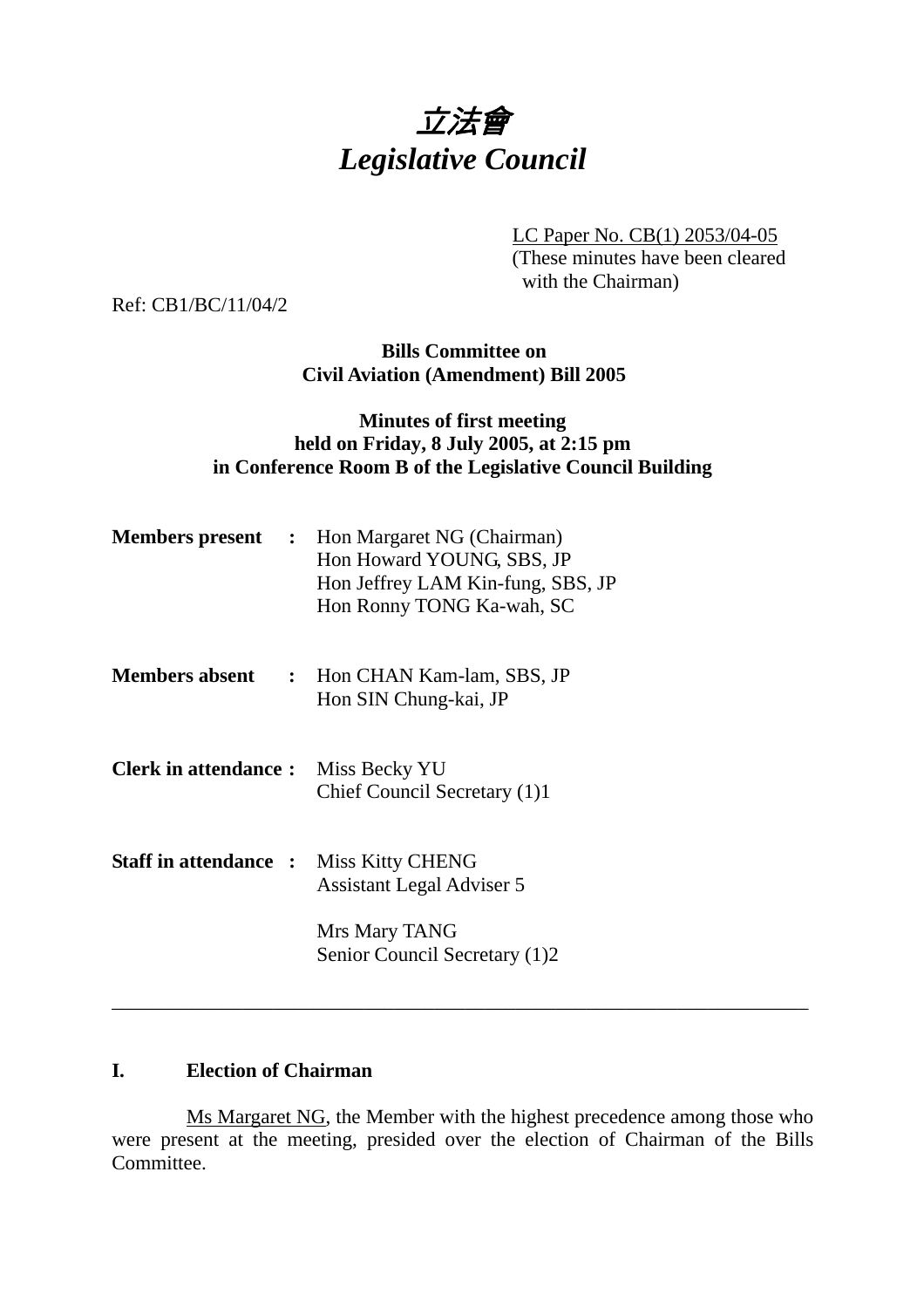# *立法會*
# *Legislative Council*

LC Paper No. CB(1) 2053/04-05
(These minutes have been cleared with the Chairman)

Ref: CB1/BC/11/04/2

**Bills Committee on**
**Civil Aviation (Amendment) Bill 2005**

**Minutes of first meeting**
**held on Friday, 8 July 2005, at 2:15 pm**
**in Conference Room B of the Legislative Council Building**

**Members present :** Hon Margaret NG (Chairman)
Hon Howard YOUNG, SBS, JP
Hon Jeffrey LAM Kin-fung, SBS, JP
Hon Ronny TONG Ka-wah, SC

**Members absent :** Hon CHAN Kam-lam, SBS, JP
Hon SIN Chung-kai, JP

**Clerk in attendance :** Miss Becky YU
Chief Council Secretary (1)1

**Staff in attendance :** Miss Kitty CHENG
Assistant Legal Adviser 5

Mrs Mary TANG
Senior Council Secretary (1)2

---

## I. Election of Chairman

Ms Margaret NG, the Member with the highest precedence among those who were present at the meeting, presided over the election of Chairman of the Bills Committee.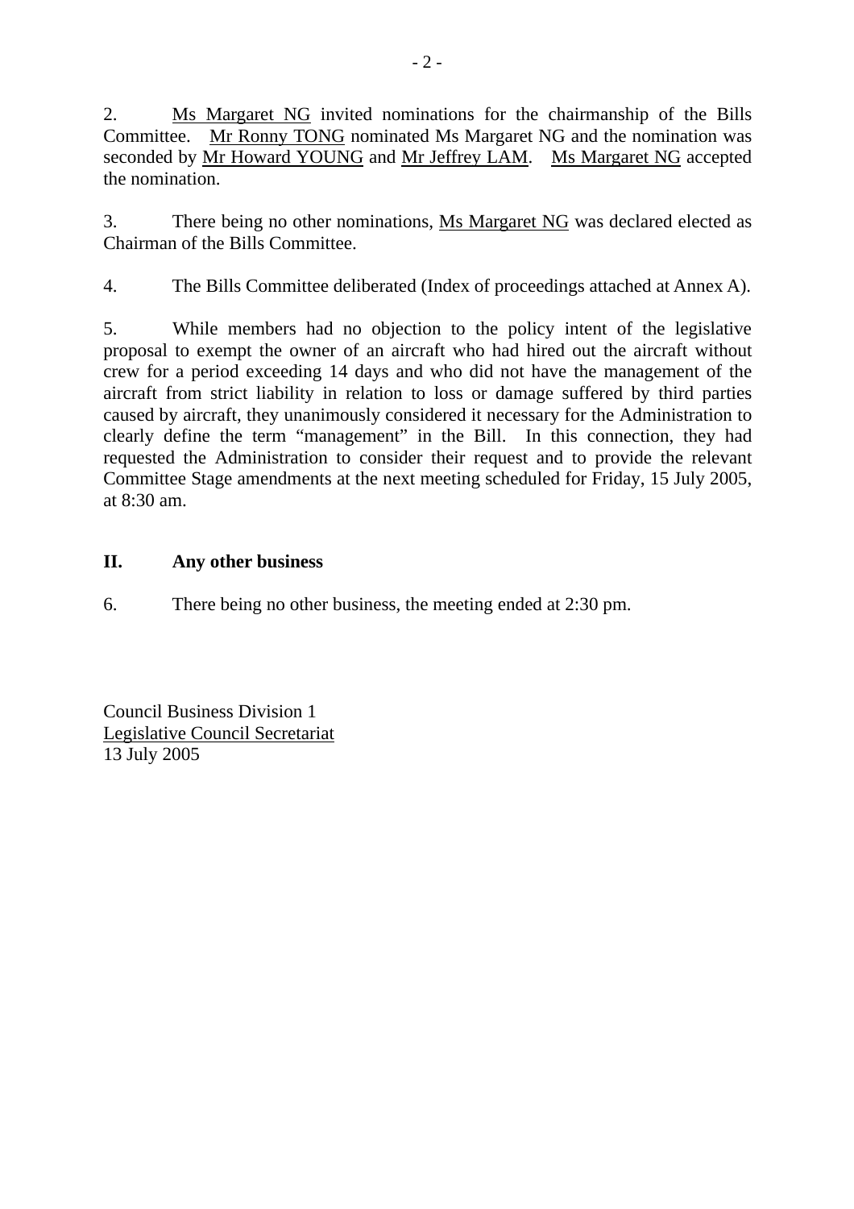2. Ms Margaret NG invited nominations for the chairmanship of the Bills Committee. Mr Ronny TONG nominated Ms Margaret NG and the nomination was seconded by Mr Howard YOUNG and Mr Jeffrey LAM. Ms Margaret NG accepted the nomination.

3. There being no other nominations, Ms Margaret NG was declared elected as Chairman of the Bills Committee.

4. The Bills Committee deliberated (Index of proceedings attached at Annex A).

5. While members had no objection to the policy intent of the legislative proposal to exempt the owner of an aircraft who had hired out the aircraft without crew for a period exceeding 14 days and who did not have the management of the aircraft from strict liability in relation to loss or damage suffered by third parties caused by aircraft, they unanimously considered it necessary for the Administration to clearly define the term "management" in the Bill. In this connection, they had requested the Administration to consider their request and to provide the relevant Committee Stage amendments at the next meeting scheduled for Friday, 15 July 2005, at 8:30 am.

## II. Any other business

6. There being no other business, the meeting ended at 2:30 pm.

Council Business Division 1
Legislative Council Secretariat
13 July 2005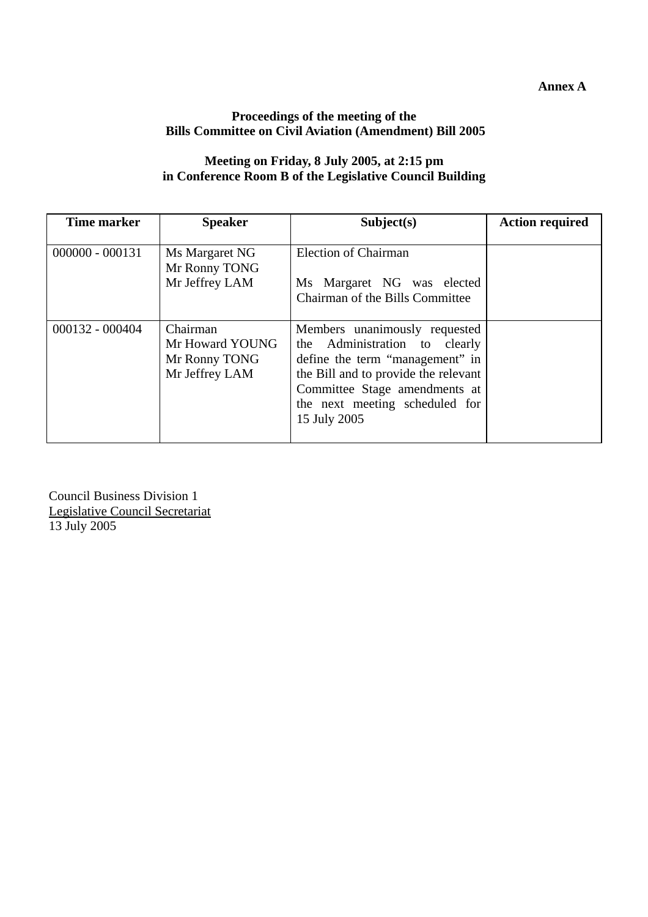**Annex A**

**Proceedings of the meeting of the Bills Committee on Civil Aviation (Amendment) Bill 2005**

**Meeting on Friday, 8 July 2005, at 2:15 pm in Conference Room B of the Legislative Council Building**

| Time marker | Speaker | Subject(s) | Action required |
|---|---|---|---|
| 000000 - 000131 | Ms Margaret NG<br>Mr Ronny TONG<br>Mr Jeffrey LAM | Election of Chairman<br><br>Ms Margaret NG was elected Chairman of the Bills Committee | |
| 000132 - 000404 | Chairman<br>Mr Howard YOUNG<br>Mr Ronny TONG<br>Mr Jeffrey LAM | Members unanimously requested the Administration to clearly define the term "management" in the Bill and to provide the relevant Committee Stage amendments at the next meeting scheduled for 15 July 2005 | |

Council Business Division 1
Legislative Council Secretariat
13 July 2005